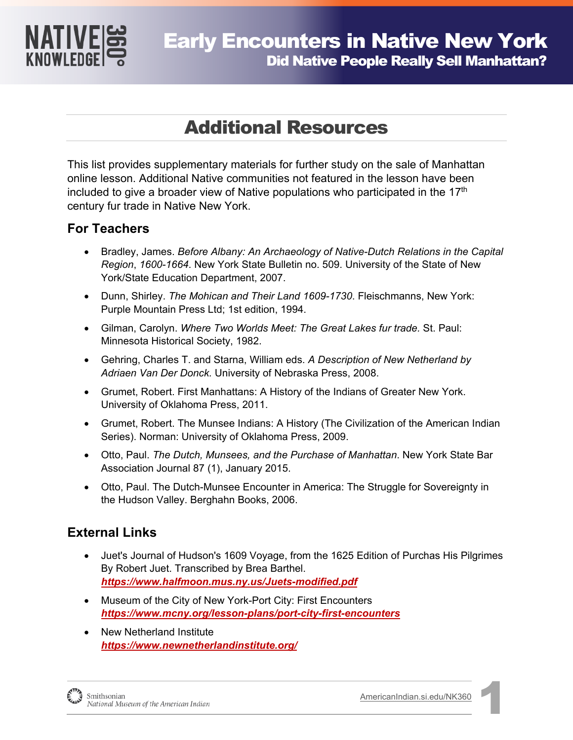# Early Encounters in Native New York

## Did Native People Really Sell Manhattan?

# Additional Resources

This list provides supplementary materials for further study on the sale of Manhattan online lesson. Additional Native communities not featured in the lesson have been included to give a broader view of Native populations who participated in the 17th century fur trade in Native New York.

## For Teachers

- Bradley, James. *Before Albany: An Archaeology of Native-Dutch Relations in the Capital Region*, *1600-1664*. New York State Bulletin no. 509. University of the State of New York/State Education Department, 2007.
- Dunn, Shirley. *The Mohican and Their Land 1609-1730*. Fleischmanns, New York: Purple Mountain Press Ltd; 1st edition, 1994.
- Gilman, Carolyn. *Where Two Worlds Meet: The Great Lakes fur trade.* St. Paul: Minnesota Historical Society, 1982.
- Gehring, Charles T. and Starna, William eds. *A Description of New Netherland by Adriaen Van Der Donck*. University of Nebraska Press, 2008.
- Grumet, Robert. First Manhattans: A History of the Indians of Greater New York. University of Oklahoma Press, 2011.
- Grumet, Robert. The Munsee Indians: A History (The Civilization of the American Indian Series). Norman: University of Oklahoma Press, 2009.
- Otto, Paul. *The Dutch, Munsees, and the Purchase of Manhattan*. New York State Bar Association Journal 87 (1), January 2015.
- Otto, Paul. The Dutch-Munsee Encounter in America: The Struggle for Sovereignty in the Hudson Valley. Berghahn Books, 2006.

## External Links

- Juet's Journal of Hudson's 1609 Voyage, from the 1625 Edition of Purchas His Pilgrimes By Robert Juet. Transcribed by Brea Barthel.
  ***https://www.halfmoon.mus.ny.us/Juets-modified.pdf***
- Museum of the City of New York-Port City: First Encounters
  ***https://www.mcny.org/lesson-plans/port-city-first-encounters***
- New Netherland Institute
  ***https://www.newnetherlandinstitute.org/***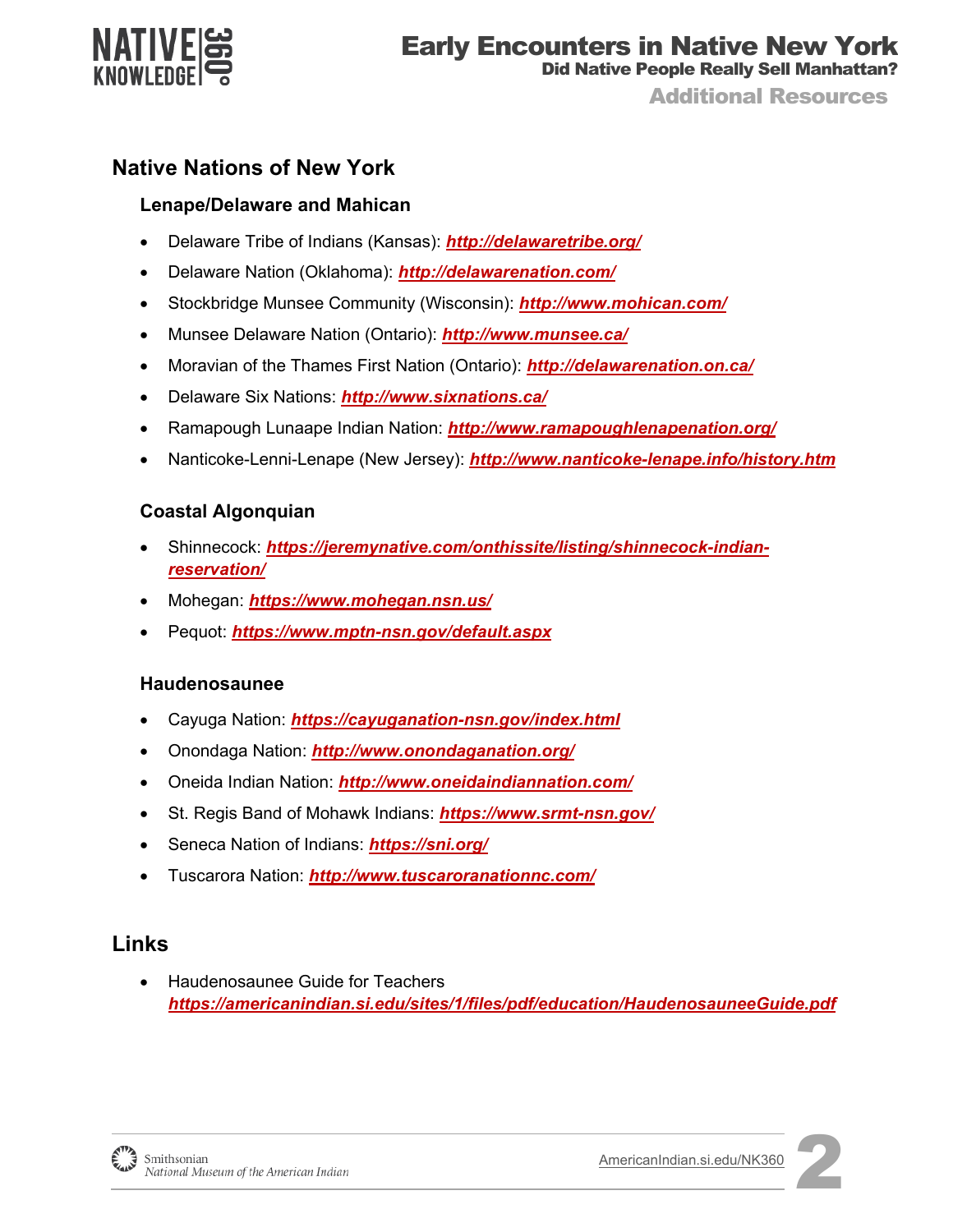## Native Nations of New York

### Lenape/Delaware and Mahican

- Delaware Tribe of Indians (Kansas): ***http://delawaretribe.org/***
- Delaware Nation (Oklahoma): ***http://delawarenation.com/***
- Stockbridge Munsee Community (Wisconsin): ***http://www.mohican.com/***
- Munsee Delaware Nation (Ontario): ***http://www.munsee.ca/***
- Moravian of the Thames First Nation (Ontario): ***http://delawarenation.on.ca/***
- Delaware Six Nations: ***http://www.sixnations.ca/***
- Ramapough Lunaape Indian Nation: ***http://www.ramapoughlenapenation.org/***
- Nanticoke-Lenni-Lenape (New Jersey): ***http://www.nanticoke-lenape.info/history.htm***

### Coastal Algonquian

- Shinnecock: ***https://jeremynative.com/onthissite/listing/shinnecock-indian-reservation/***
- Mohegan: ***https://www.mohegan.nsn.us/***
- Pequot: ***https://www.mptn-nsn.gov/default.aspx***

### Haudenosaunee

- Cayuga Nation: ***https://cayuganation-nsn.gov/index.html***
- Onondaga Nation: ***http://www.onondaganation.org/***
- Oneida Indian Nation: ***http://www.oneidaindiannation.com/***
- St. Regis Band of Mohawk Indians: ***https://www.srmt-nsn.gov/***
- Seneca Nation of Indians: ***https://sni.org/***
- Tuscarora Nation: ***http://www.tuscaroranationnc.com/***

## Links

- Haudenosaunee Guide for Teachers ***https://americanindian.si.edu/sites/1/files/pdf/education/HaudenosauneeGuide.pdf***